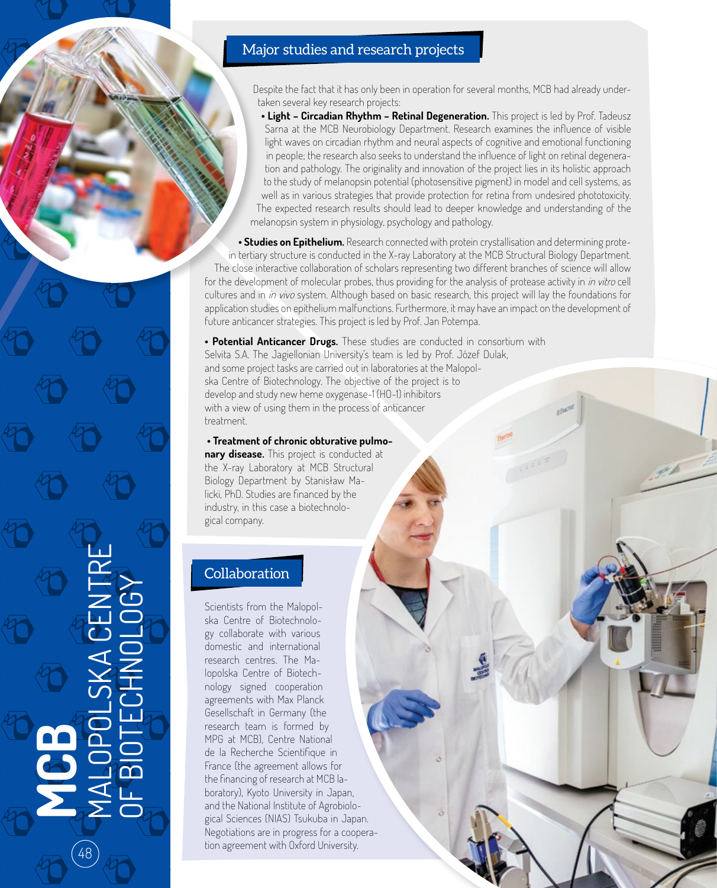## Major studies and research projects

Despite the fact that it has only been in operation for several months, MCB had already undertaken several key research projects:

- **Light – Circadian Rhythm – Retinal Degeneration.** This project is led by Prof. Tadeusz Sarna at the MCB Neurobiology Department. Research examines the influence of visible light waves on circadian rhythm and neural aspects of cognitive and emotional functioning in people; the research also seeks to understand the influence of light on retinal degeneration and pathology. The originality and innovation of the project lies in its holistic approach to the study of melanopsin potential (photosensitive pigment) in model and cell systems, as well as in various strategies that provide protection for retina from undesired phototoxicity. The expected research results should lead to deeper knowledge and understanding of the melanopsin system in physiology, psychology and pathology.

- **Studies on Epithelium.** Research connected with protein crystallisation and determining protein tertiary structure is conducted in the X-ray Laboratory at the MCB Structural Biology Department. The close interactive collaboration of scholars representing two different branches of science will allow for the development of molecular probes, thus providing for the analysis of protease activity in *in vitro* cell cultures and in *in vivo* system. Although based on basic research, this project will lay the foundations for application studies on epithelium malfunctions. Furthermore, it may have an impact on the development of future anticancer strategies. This project is led by Prof. Jan Potempa.

- **Potential Anticancer Drugs.** These studies are conducted in consortium with Selvita S.A. The Jagiellonian University's team is led by Prof. Józef Dulak, and some project tasks are carried out in laboratories at the Malopolska Centre of Biotechnology. The objective of the project is to develop and study new heme oxygenase-1 (HO-1) inhibitors with a view of using them in the process of anticancer treatment.

- **Treatment of chronic obturative pulmonary disease.** This project is conducted at the X-ray Laboratory at MCB Structural Biology Department by Stanisław Malicki, PhD. Studies are financed by the industry, in this case a biotechnological company.

## Collaboration

Scientists from the Malopolska Centre of Biotechnology collaborate with various domestic and international research centres. The Malopolska Centre of Biotechnology signed cooperation agreements with Max Planck Gesellschaft in Germany (the research team is formed by MPG at MCB), Centre National de la Recherche Scientifique in France (the agreement allows for the financing of research at MCB laboratory), Kyoto University in Japan, and the National Institute of Agrobiological Sciences (NIAS) Tsukuba in Japan. Negotiations are in progress for a cooperation agreement with Oxford University.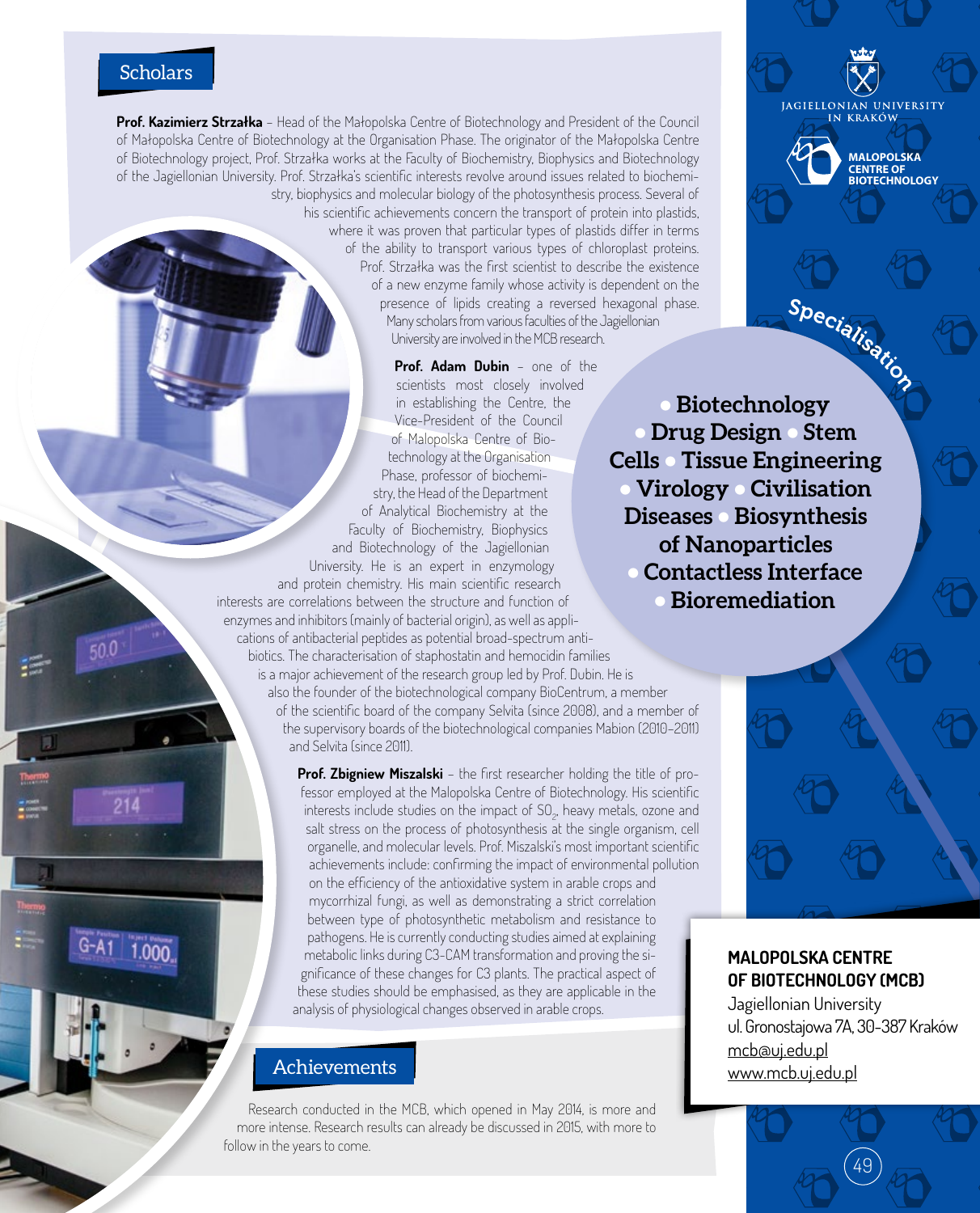## Scholars

**Prof. Kazimierz Strzałka** – Head of the Małopolska Centre of Biotechnology and President of the Council of Małopolska Centre of Biotechnology at the Organisation Phase. The originator of the Małopolska Centre of Biotechnology project, Prof. Strzałka works at the Faculty of Biochemistry, Biophysics and Biotechnology of the Jagiellonian University. Prof. Strzałka's scientific interests revolve around issues related to biochemistry, biophysics and molecular biology of the photosynthesis process. Several of his scientific achievements concern the transport of protein into plastids, where it was proven that particular types of plastids differ in terms of the ability to transport various types of chloroplast proteins. Prof. Strzałka was the first scientist to describe the existence of a new enzyme family whose activity is dependent on the presence of lipids creating a reversed hexagonal phase. Many scholars from various faculties of the Jagiellonian University are involved in the MCB research.

**Prof. Adam Dubin** – one of the scientists most closely involved in establishing the Centre, the Vice-President of the Council of Małopolska Centre of Biotechnology at the Organisation Phase, professor of biochemistry, the Head of the Department of Analytical Biochemistry at the Faculty of Biochemistry, Biophysics and Biotechnology of the Jagiellonian University. He is an expert in enzymology and protein chemistry. His main scientific research interests are correlations between the structure and function of enzymes and inhibitors (mainly of bacterial origin), as well as applications of antibacterial peptides as potential broad-spectrum antibiotics. The characterisation of staphostatin and hemocidin families is a major achievement of the research group led by Prof. Dubin. He is also the founder of the biotechnological company BioCentrum, a member of the scientific board of the company Selvita (since 2008), and a member of the supervisory boards of the biotechnological companies Mabion (2010–2011) and Selvita (since 2011).

**Prof. Zbigniew Miszalski** – the first researcher holding the title of professor employed at the Malopolska Centre of Biotechnology. His scientific interests include studies on the impact of $SO_2$, heavy metals, ozone and salt stress on the process of photosynthesis at the single organism, cell organelle, and molecular levels. Prof. Miszalski's most important scientific achievements include: confirming the impact of environmental pollution on the efficiency of the antioxidative system in arable crops and mycorrhizal fungi, as well as demonstrating a strict correlation between type of photosynthetic metabolism and resistance to pathogens. He is currently conducting studies aimed at explaining metabolic links during C3-CAM transformation and proving the significance of these changes for C3 plants. The practical aspect of these studies should be emphasised, as they are applicable in the analysis of physiological changes observed in arable crops.

## Achievements

Research conducted in the MCB, which opened in May 2014, is more and more intense. Research results can already be discussed in 2015, with more to follow in the years to come.

JAGIELLONIAN UNIVERSITY IN KRAKÓW

MALOPOLSKA CENTRE OF BIOTECHNOLOGY

## Specialisation

- Biotechnology
- Drug Design
- Stem Cells
- Tissue Engineering
- Virology
- Civilisation Diseases
- Biosynthesis of Nanoparticles
- Contactless Interface
- Bioremediation

**MALOPOLSKA CENTRE OF BIOTECHNOLOGY (MCB)**

Jagiellonian University
ul. Gronostajowa 7A, 30-387 Kraków
mcb@uj.edu.pl
www.mcb.uj.edu.pl